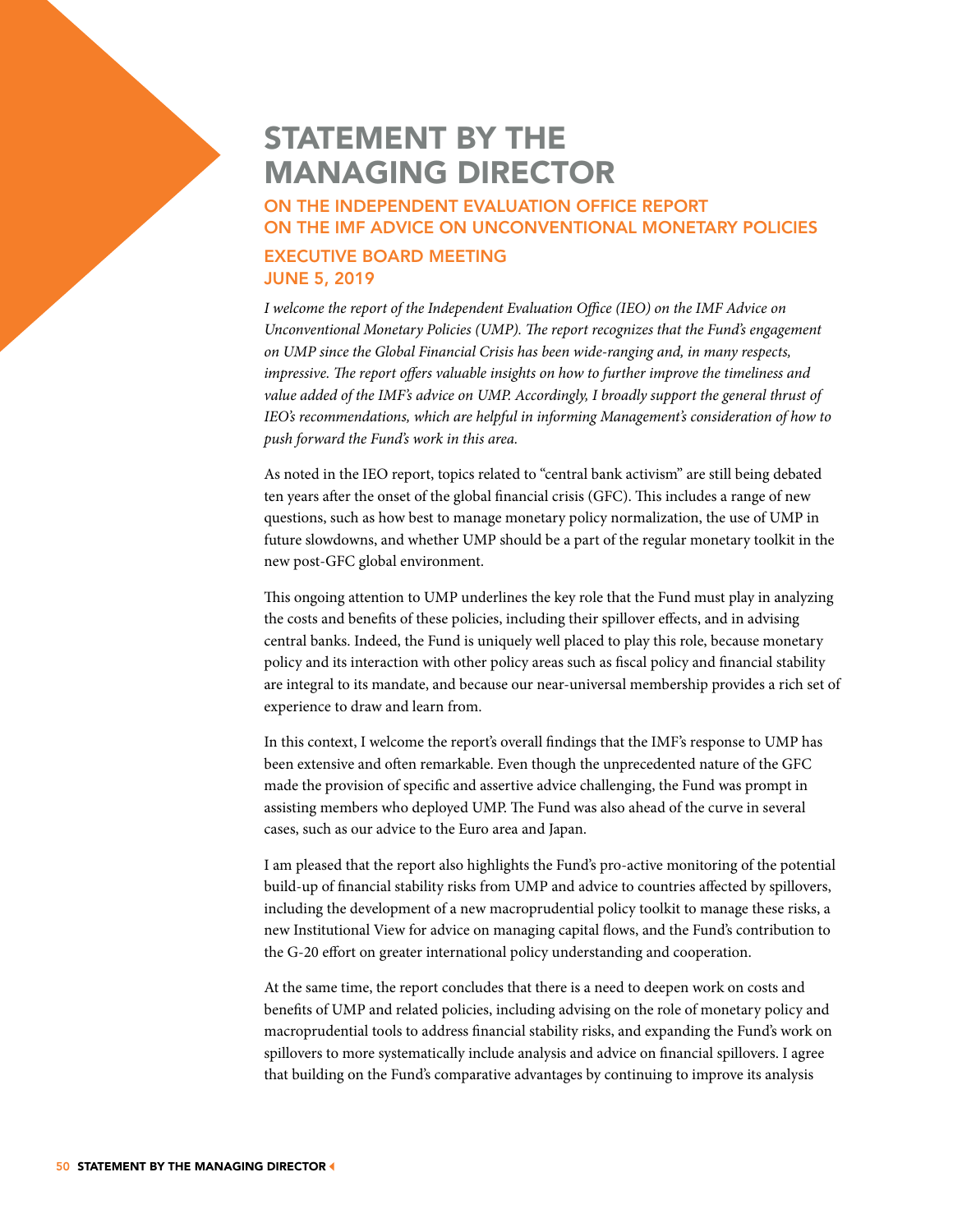# STATEMENT BY THE MANAGING DIRECTOR

## ON THE INDEPENDENT EVALUATION OFFICE REPORT ON THE IMF ADVICE ON UNCONVENTIONAL MONETARY POLICIES

## EXECUTIVE BOARD MEETING JUNE 5, 2019

*I welcome the report of the Independent Evaluation Office (IEO) on the IMF Advice on Unconventional Monetary Policies (UMP). The report recognizes that the Fund's engagement on UMP since the Global Financial Crisis has been wide-ranging and, in many respects, impressive. The report offers valuable insights on how to further improve the timeliness and value added of the IMF's advice on UMP. Accordingly, I broadly support the general thrust of IEO's recommendations, which are helpful in informing Management's consideration of how to push forward the Fund's work in this area.*

As noted in the IEO report, topics related to "central bank activism" are still being debated ten years after the onset of the global financial crisis (GFC). This includes a range of new questions, such as how best to manage monetary policy normalization, the use of UMP in future slowdowns, and whether UMP should be a part of the regular monetary toolkit in the new post-GFC global environment.

This ongoing attention to UMP underlines the key role that the Fund must play in analyzing the costs and benefits of these policies, including their spillover effects, and in advising central banks. Indeed, the Fund is uniquely well placed to play this role, because monetary policy and its interaction with other policy areas such as fiscal policy and financial stability are integral to its mandate, and because our near-universal membership provides a rich set of experience to draw and learn from.

In this context, I welcome the report's overall findings that the IMF's response to UMP has been extensive and often remarkable. Even though the unprecedented nature of the GFC made the provision of specific and assertive advice challenging, the Fund was prompt in assisting members who deployed UMP. The Fund was also ahead of the curve in several cases, such as our advice to the Euro area and Japan.

I am pleased that the report also highlights the Fund's pro-active monitoring of the potential build-up of financial stability risks from UMP and advice to countries affected by spillovers, including the development of a new macroprudential policy toolkit to manage these risks, a new Institutional View for advice on managing capital flows, and the Fund's contribution to the G-20 effort on greater international policy understanding and cooperation.

At the same time, the report concludes that there is a need to deepen work on costs and benefits of UMP and related policies, including advising on the role of monetary policy and macroprudential tools to address financial stability risks, and expanding the Fund's work on spillovers to more systematically include analysis and advice on financial spillovers. I agree that building on the Fund's comparative advantages by continuing to improve its analysis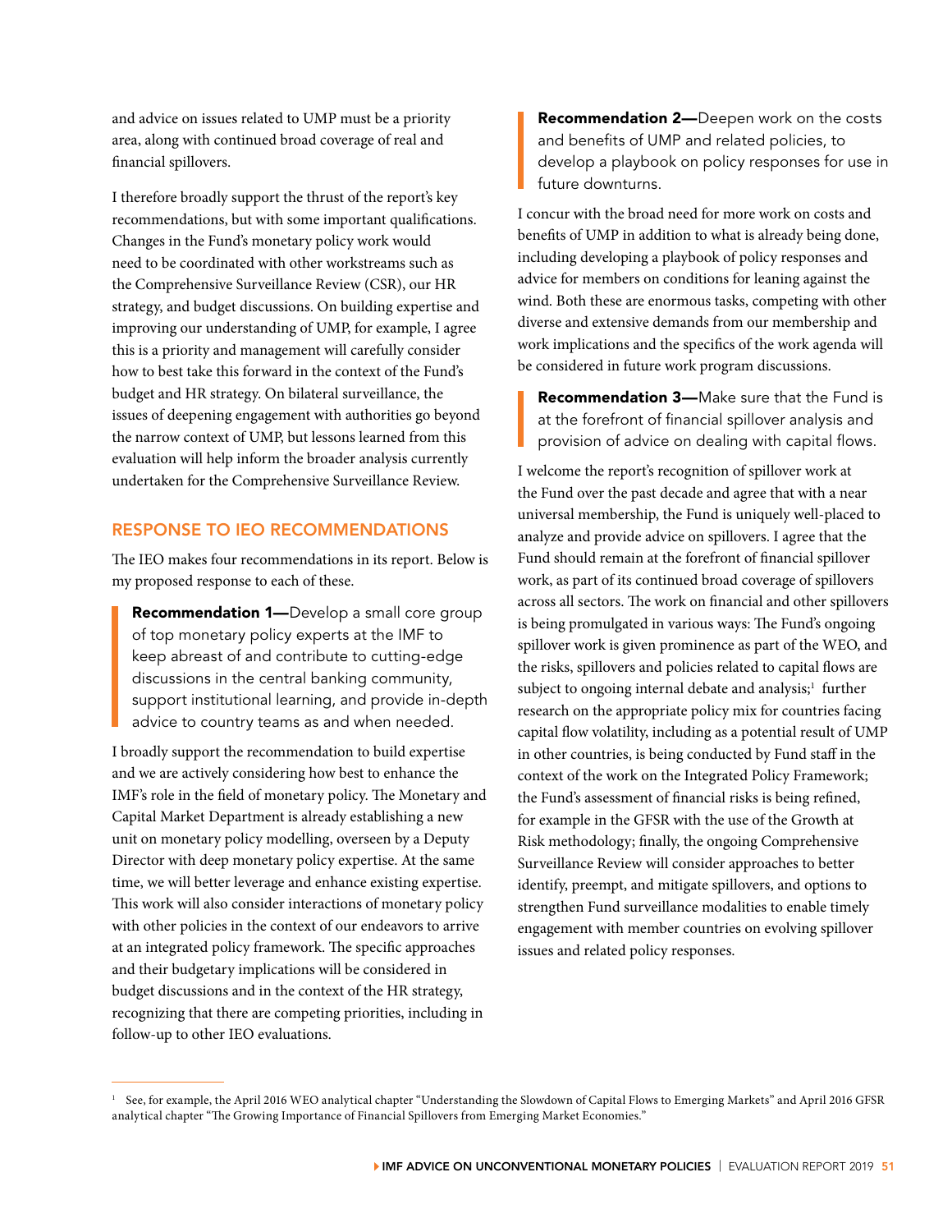and advice on issues related to UMP must be a priority area, along with continued broad coverage of real and financial spillovers.

I therefore broadly support the thrust of the report's key recommendations, but with some important qualifications. Changes in the Fund's monetary policy work would need to be coordinated with other workstreams such as the Comprehensive Surveillance Review (CSR), our HR strategy, and budget discussions. On building expertise and improving our understanding of UMP, for example, I agree this is a priority and management will carefully consider how to best take this forward in the context of the Fund's budget and HR strategy. On bilateral surveillance, the issues of deepening engagement with authorities go beyond the narrow context of UMP, but lessons learned from this evaluation will help inform the broader analysis currently undertaken for the Comprehensive Surveillance Review.

## RESPONSE TO IEO RECOMMENDATIONS

The IEO makes four recommendations in its report. Below is my proposed response to each of these.

> **Recommendation 1—**Develop a small core group of top monetary policy experts at the IMF to keep abreast of and contribute to cutting-edge discussions in the central banking community, support institutional learning, and provide in-depth advice to country teams as and when needed.

I broadly support the recommendation to build expertise and we are actively considering how best to enhance the IMF's role in the field of monetary policy. The Monetary and Capital Market Department is already establishing a new unit on monetary policy modelling, overseen by a Deputy Director with deep monetary policy expertise. At the same time, we will better leverage and enhance existing expertise. This work will also consider interactions of monetary policy with other policies in the context of our endeavors to arrive at an integrated policy framework. The specific approaches and their budgetary implications will be considered in budget discussions and in the context of the HR strategy, recognizing that there are competing priorities, including in follow-up to other IEO evaluations.

> **Recommendation 2—**Deepen work on the costs and benefits of UMP and related policies, to develop a playbook on policy responses for use in future downturns.

I concur with the broad need for more work on costs and benefits of UMP in addition to what is already being done, including developing a playbook of policy responses and advice for members on conditions for leaning against the wind. Both these are enormous tasks, competing with other diverse and extensive demands from our membership and work implications and the specifics of the work agenda will be considered in future work program discussions.

> **Recommendation 3—**Make sure that the Fund is at the forefront of financial spillover analysis and provision of advice on dealing with capital flows.

I welcome the report's recognition of spillover work at the Fund over the past decade and agree that with a near universal membership, the Fund is uniquely well-placed to analyze and provide advice on spillovers. I agree that the Fund should remain at the forefront of financial spillover work, as part of its continued broad coverage of spillovers across all sectors. The work on financial and other spillovers is being promulgated in various ways: The Fund's ongoing spillover work is given prominence as part of the WEO, and the risks, spillovers and policies related to capital flows are subject to ongoing internal debate and analysis;[1] further research on the appropriate policy mix for countries facing capital flow volatility, including as a potential result of UMP in other countries, is being conducted by Fund staff in the context of the work on the Integrated Policy Framework; the Fund's assessment of financial risks is being refined, for example in the GFSR with the use of the Growth at Risk methodology; finally, the ongoing Comprehensive Surveillance Review will consider approaches to better identify, preempt, and mitigate spillovers, and options to strengthen Fund surveillance modalities to enable timely engagement with member countries on evolving spillover issues and related policy responses.

---

[1] See, for example, the April 2016 WEO analytical chapter "Understanding the Slowdown of Capital Flows to Emerging Markets" and April 2016 GFSR analytical chapter "The Growing Importance of Financial Spillovers from Emerging Market Economies."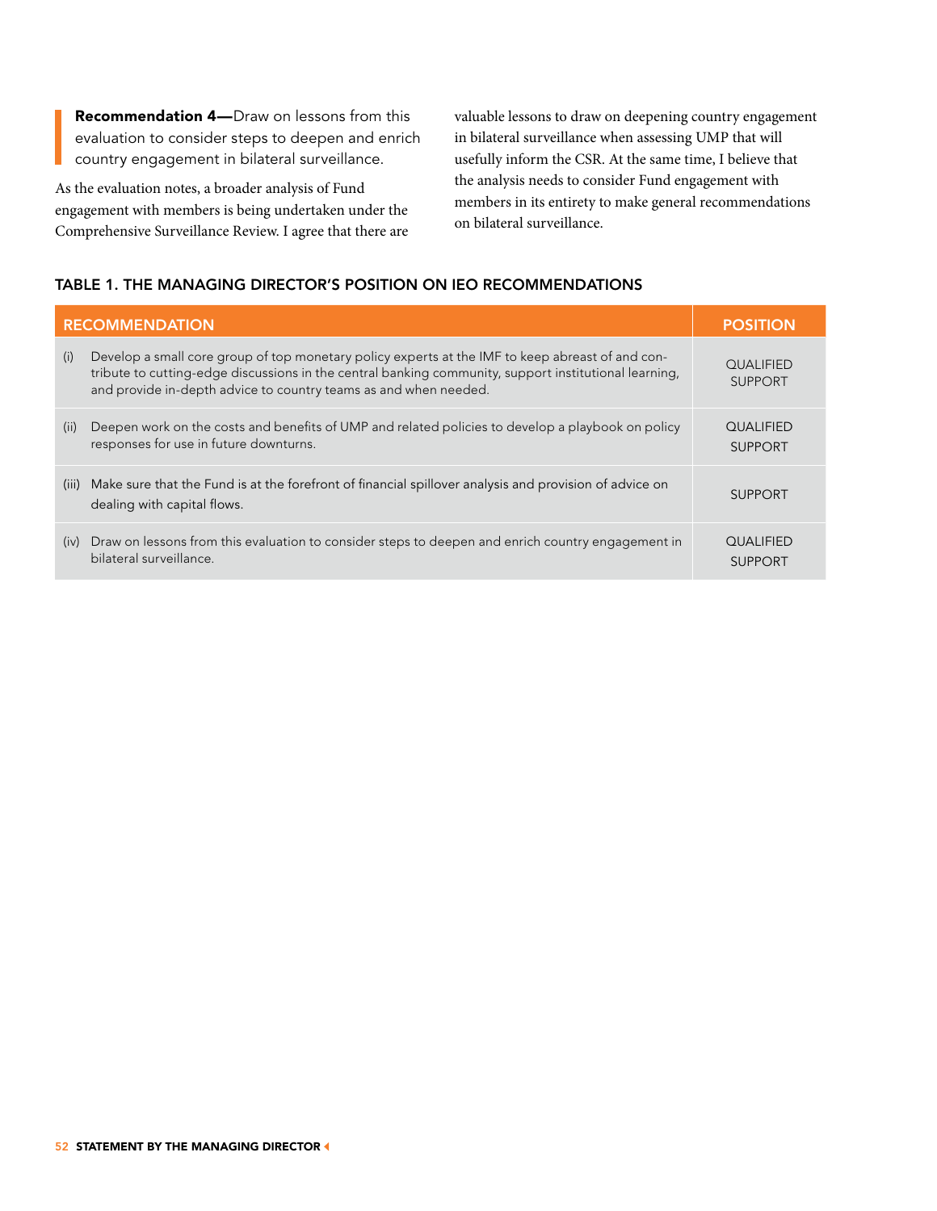**Recommendation 4—**Draw on lessons from this evaluation to consider steps to deepen and enrich country engagement in bilateral surveillance.

As the evaluation notes, a broader analysis of Fund engagement with members is being undertaken under the Comprehensive Surveillance Review. I agree that there are valuable lessons to draw on deepening country engagement in bilateral surveillance when assessing UMP that will usefully inform the CSR. At the same time, I believe that the analysis needs to consider Fund engagement with members in its entirety to make general recommendations on bilateral surveillance.

### TABLE 1. THE MANAGING DIRECTOR'S POSITION ON IEO RECOMMENDATIONS

| RECOMMENDATION | | POSITION |
|---|---|---|
| (i) | Develop a small core group of top monetary policy experts at the IMF to keep abreast of and contribute to cutting-edge discussions in the central banking community, support institutional learning, and provide in-depth advice to country teams as and when needed. | QUALIFIED SUPPORT |
| (ii) | Deepen work on the costs and benefits of UMP and related policies to develop a playbook on policy responses for use in future downturns. | QUALIFIED SUPPORT |
| (iii) | Make sure that the Fund is at the forefront of financial spillover analysis and provision of advice on dealing with capital flows. | SUPPORT |
| (iv) | Draw on lessons from this evaluation to consider steps to deepen and enrich country engagement in bilateral surveillance. | QUALIFIED SUPPORT |